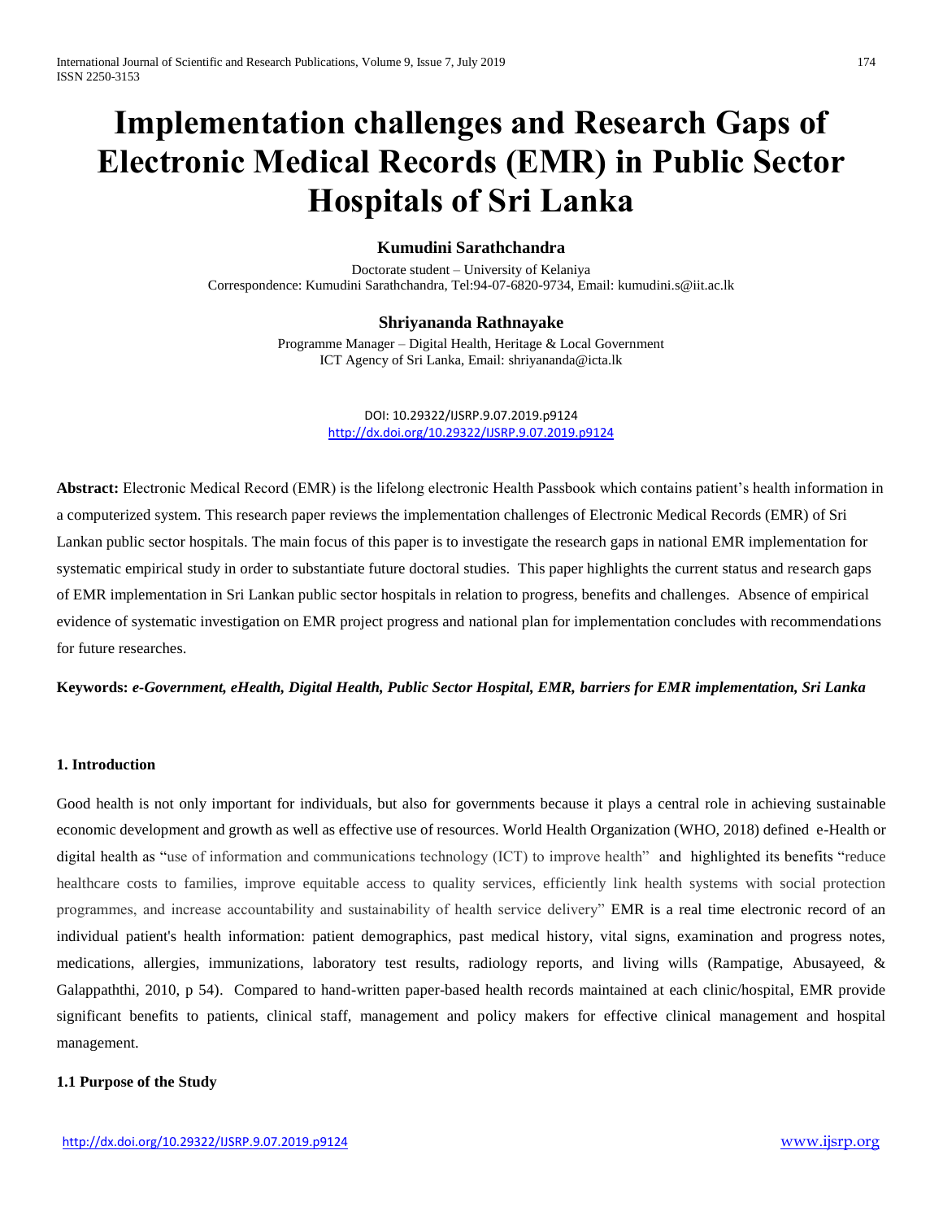# Implementation challenges and Research Gaps of Electronic Medical Records (EMR) in Public Sector Hospitals of Sri Lanka

**Kumudini Sarathchandra**

Doctorate student – University of Kelaniya
Correspondence: Kumudini Sarathchandra, Tel:94-07-6820-9734, Email: kumudini.s@iit.ac.lk

**Shriyananda Rathnayake**

Programme Manager – Digital Health, Heritage & Local Government
ICT Agency of Sri Lanka, Email: shriyananda@icta.lk

DOI: 10.29322/IJSRP.9.07.2019.p9124
http://dx.doi.org/10.29322/IJSRP.9.07.2019.p9124

**Abstract:** Electronic Medical Record (EMR) is the lifelong electronic Health Passbook which contains patient's health information in a computerized system. This research paper reviews the implementation challenges of Electronic Medical Records (EMR) of Sri Lankan public sector hospitals. The main focus of this paper is to investigate the research gaps in national EMR implementation for systematic empirical study in order to substantiate future doctoral studies. This paper highlights the current status and research gaps of EMR implementation in Sri Lankan public sector hospitals in relation to progress, benefits and challenges. Absence of empirical evidence of systematic investigation on EMR project progress and national plan for implementation concludes with recommendations for future researches.

**Keywords:** *e-Government, eHealth, Digital Health, Public Sector Hospital, EMR, barriers for EMR implementation, Sri Lanka*

## 1. Introduction

Good health is not only important for individuals, but also for governments because it plays a central role in achieving sustainable economic development and growth as well as effective use of resources. World Health Organization (WHO, 2018) defined e-Health or digital health as "use of information and communications technology (ICT) to improve health" and highlighted its benefits "reduce healthcare costs to families, improve equitable access to quality services, efficiently link health systems with social protection programmes, and increase accountability and sustainability of health service delivery" EMR is a real time electronic record of an individual patient's health information: patient demographics, past medical history, vital signs, examination and progress notes, medications, allergies, immunizations, laboratory test results, radiology reports, and living wills (Rampatige, Abusayeed, & Galappaththi, 2010, p 54). Compared to hand-written paper-based health records maintained at each clinic/hospital, EMR provide significant benefits to patients, clinical staff, management and policy makers for effective clinical management and hospital management.

### 1.1 Purpose of the Study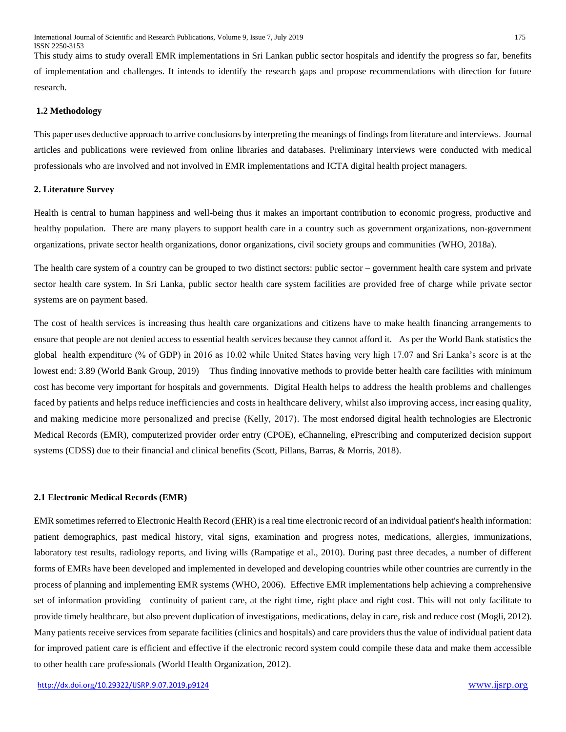This study aims to study overall EMR implementations in Sri Lankan public sector hospitals and identify the progress so far, benefits of implementation and challenges. It intends to identify the research gaps and propose recommendations with direction for future research.

### 1.2 Methodology

This paper uses deductive approach to arrive conclusions by interpreting the meanings of findings from literature and interviews. Journal articles and publications were reviewed from online libraries and databases. Preliminary interviews were conducted with medical professionals who are involved and not involved in EMR implementations and ICTA digital health project managers.

## 2. Literature Survey

Health is central to human happiness and well-being thus it makes an important contribution to economic progress, productive and healthy population. There are many players to support health care in a country such as government organizations, non-government organizations, private sector health organizations, donor organizations, civil society groups and communities (WHO, 2018a).

The health care system of a country can be grouped to two distinct sectors: public sector – government health care system and private sector health care system. In Sri Lanka, public sector health care system facilities are provided free of charge while private sector systems are on payment based.

The cost of health services is increasing thus health care organizations and citizens have to make health financing arrangements to ensure that people are not denied access to essential health services because they cannot afford it. As per the World Bank statistics the global health expenditure (% of GDP) in 2016 as 10.02 while United States having very high 17.07 and Sri Lanka's score is at the lowest end: 3.89 (World Bank Group, 2019) Thus finding innovative methods to provide better health care facilities with minimum cost has become very important for hospitals and governments. Digital Health helps to address the health problems and challenges faced by patients and helps reduce inefficiencies and costs in healthcare delivery, whilst also improving access, increasing quality, and making medicine more personalized and precise (Kelly, 2017). The most endorsed digital health technologies are Electronic Medical Records (EMR), computerized provider order entry (CPOE), eChanneling, ePrescribing and computerized decision support systems (CDSS) due to their financial and clinical benefits (Scott, Pillans, Barras, & Morris, 2018).

### 2.1 Electronic Medical Records (EMR)

EMR sometimes referred to Electronic Health Record (EHR) is a real time electronic record of an individual patient's health information: patient demographics, past medical history, vital signs, examination and progress notes, medications, allergies, immunizations, laboratory test results, radiology reports, and living wills (Rampatige et al., 2010). During past three decades, a number of different forms of EMRs have been developed and implemented in developed and developing countries while other countries are currently in the process of planning and implementing EMR systems (WHO, 2006). Effective EMR implementations help achieving a comprehensive set of information providing continuity of patient care, at the right time, right place and right cost. This will not only facilitate to provide timely healthcare, but also prevent duplication of investigations, medications, delay in care, risk and reduce cost (Mogli, 2012). Many patients receive services from separate facilities (clinics and hospitals) and care providers thus the value of individual patient data for improved patient care is efficient and effective if the electronic record system could compile these data and make them accessible to other health care professionals (World Health Organization, 2012).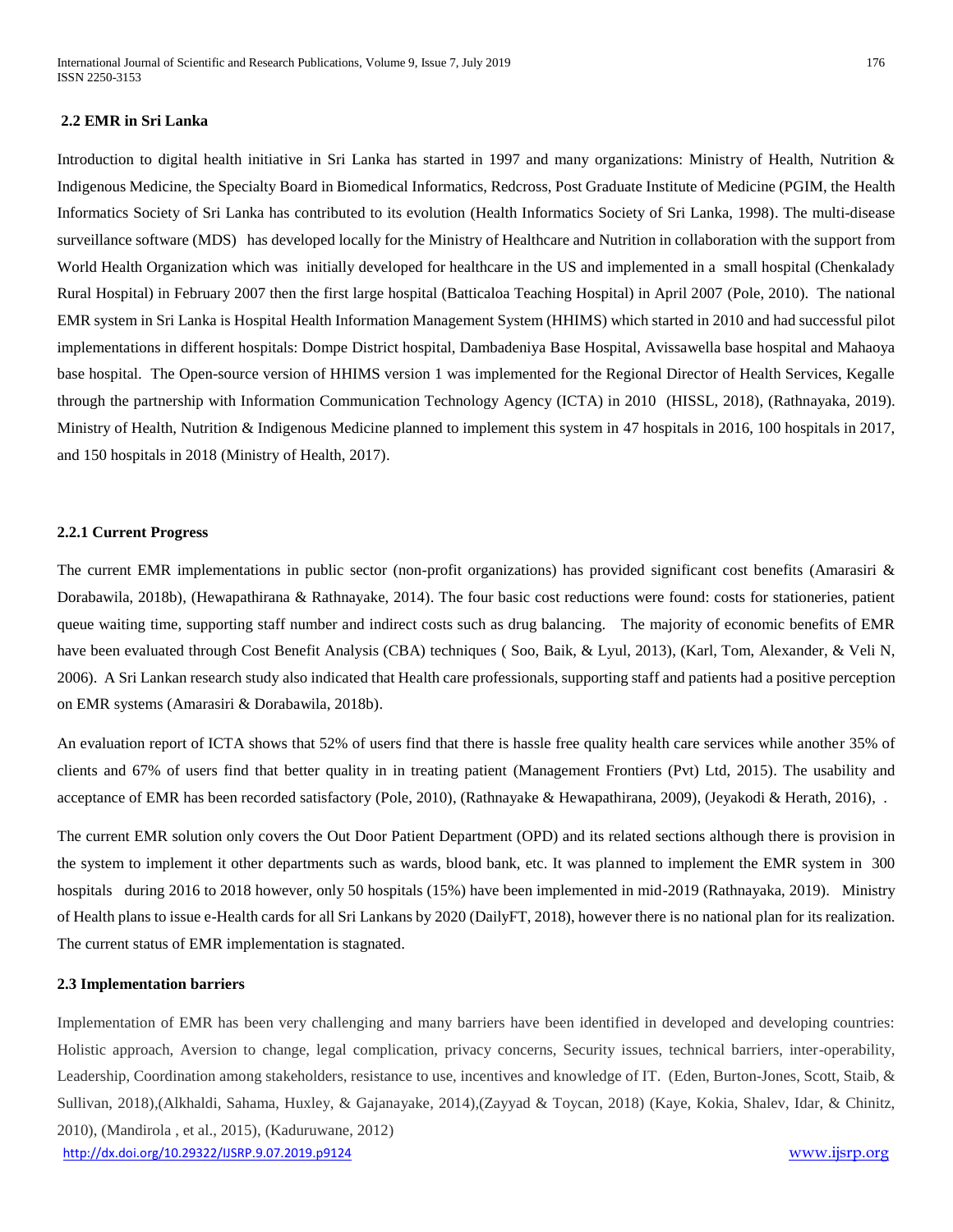## 2.2 EMR in Sri Lanka

Introduction to digital health initiative in Sri Lanka has started in 1997 and many organizations: Ministry of Health, Nutrition & Indigenous Medicine, the Specialty Board in Biomedical Informatics, Redcross, Post Graduate Institute of Medicine (PGIM, the Health Informatics Society of Sri Lanka has contributed to its evolution (Health Informatics Society of Sri Lanka, 1998). The multi-disease surveillance software (MDS) has developed locally for the Ministry of Healthcare and Nutrition in collaboration with the support from World Health Organization which was initially developed for healthcare in the US and implemented in a small hospital (Chenkalady Rural Hospital) in February 2007 then the first large hospital (Batticaloa Teaching Hospital) in April 2007 (Pole, 2010). The national EMR system in Sri Lanka is Hospital Health Information Management System (HHIMS) which started in 2010 and had successful pilot implementations in different hospitals: Dompe District hospital, Dambadeniya Base Hospital, Avissawella base hospital and Mahaoya base hospital. The Open-source version of HHIMS version 1 was implemented for the Regional Director of Health Services, Kegalle through the partnership with Information Communication Technology Agency (ICTA) in 2010 (HISSL, 2018), (Rathnayaka, 2019). Ministry of Health, Nutrition & Indigenous Medicine planned to implement this system in 47 hospitals in 2016, 100 hospitals in 2017, and 150 hospitals in 2018 (Ministry of Health, 2017).

### 2.2.1 Current Progress

The current EMR implementations in public sector (non-profit organizations) has provided significant cost benefits (Amarasiri & Dorabawila, 2018b), (Hewapathirana & Rathnayake, 2014). The four basic cost reductions were found: costs for stationeries, patient queue waiting time, supporting staff number and indirect costs such as drug balancing. The majority of economic benefits of EMR have been evaluated through Cost Benefit Analysis (CBA) techniques ( Soo, Baik, & Lyul, 2013), (Karl, Tom, Alexander, & Veli N, 2006). A Sri Lankan research study also indicated that Health care professionals, supporting staff and patients had a positive perception on EMR systems (Amarasiri & Dorabawila, 2018b).

An evaluation report of ICTA shows that 52% of users find that there is hassle free quality health care services while another 35% of clients and 67% of users find that better quality in in treating patient (Management Frontiers (Pvt) Ltd, 2015). The usability and acceptance of EMR has been recorded satisfactory (Pole, 2010), (Rathnayake & Hewapathirana, 2009), (Jeyakodi & Herath, 2016), .

The current EMR solution only covers the Out Door Patient Department (OPD) and its related sections although there is provision in the system to implement it other departments such as wards, blood bank, etc. It was planned to implement the EMR system in 300 hospitals during 2016 to 2018 however, only 50 hospitals (15%) have been implemented in mid-2019 (Rathnayaka, 2019). Ministry of Health plans to issue e-Health cards for all Sri Lankans by 2020 (DailyFT, 2018), however there is no national plan for its realization. The current status of EMR implementation is stagnated.

## 2.3 Implementation barriers

Implementation of EMR has been very challenging and many barriers have been identified in developed and developing countries: Holistic approach, Aversion to change, legal complication, privacy concerns, Security issues, technical barriers, inter-operability, Leadership, Coordination among stakeholders, resistance to use, incentives and knowledge of IT. (Eden, Burton-Jones, Scott, Staib, & Sullivan, 2018),(Alkhaldi, Sahama, Huxley, & Gajanayake, 2014),(Zayyad & Toycan, 2018) (Kaye, Kokia, Shalev, Idar, & Chinitz, 2010), (Mandirola , et al., 2015), (Kaduruwane, 2012)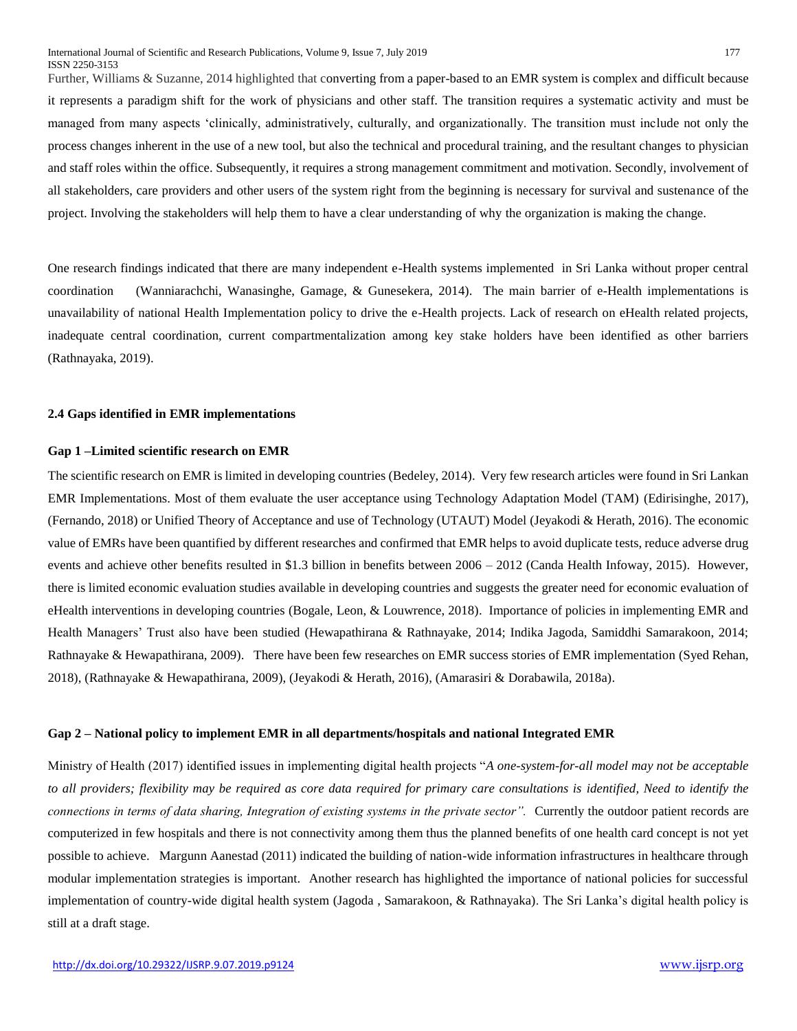Further, Williams & Suzanne, 2014 highlighted that converting from a paper-based to an EMR system is complex and difficult because it represents a paradigm shift for the work of physicians and other staff. The transition requires a systematic activity and must be managed from many aspects 'clinically, administratively, culturally, and organizationally. The transition must include not only the process changes inherent in the use of a new tool, but also the technical and procedural training, and the resultant changes to physician and staff roles within the office. Subsequently, it requires a strong management commitment and motivation. Secondly, involvement of all stakeholders, care providers and other users of the system right from the beginning is necessary for survival and sustenance of the project. Involving the stakeholders will help them to have a clear understanding of why the organization is making the change.

One research findings indicated that there are many independent e-Health systems implemented in Sri Lanka without proper central coordination (Wanniarachchi, Wanasinghe, Gamage, & Gunesekera, 2014). The main barrier of e-Health implementations is unavailability of national Health Implementation policy to drive the e-Health projects. Lack of research on eHealth related projects, inadequate central coordination, current compartmentalization among key stake holders have been identified as other barriers (Rathnayaka, 2019).

### 2.4 Gaps identified in EMR implementations

#### Gap 1 –Limited scientific research on EMR

The scientific research on EMR is limited in developing countries (Bedeley, 2014). Very few research articles were found in Sri Lankan EMR Implementations. Most of them evaluate the user acceptance using Technology Adaptation Model (TAM) (Edirisinghe, 2017), (Fernando, 2018) or Unified Theory of Acceptance and use of Technology (UTAUT) Model (Jeyakodi & Herath, 2016). The economic value of EMRs have been quantified by different researches and confirmed that EMR helps to avoid duplicate tests, reduce adverse drug events and achieve other benefits resulted in $1.3 billion in benefits between 2006 – 2012 (Canda Health Infoway, 2015). However, there is limited economic evaluation studies available in developing countries and suggests the greater need for economic evaluation of eHealth interventions in developing countries (Bogale, Leon, & Louwrence, 2018). Importance of policies in implementing EMR and Health Managers' Trust also have been studied (Hewapathirana & Rathnayake, 2014; Indika Jagoda, Samiddhi Samarakoon, 2014; Rathnayake & Hewapathirana, 2009). There have been few researches on EMR success stories of EMR implementation (Syed Rehan, 2018), (Rathnayake & Hewapathirana, 2009), (Jeyakodi & Herath, 2016), (Amarasiri & Dorabawila, 2018a).

#### Gap 2 – National policy to implement EMR in all departments/hospitals and national Integrated EMR

Ministry of Health (2017) identified issues in implementing digital health projects "*A one-system-for-all model may not be acceptable to all providers; flexibility may be required as core data required for primary care consultations is identified, Need to identify the connections in terms of data sharing, Integration of existing systems in the private sector".* Currently the outdoor patient records are computerized in few hospitals and there is not connectivity among them thus the planned benefits of one health card concept is not yet possible to achieve. Margunn Aanestad (2011) indicated the building of nation-wide information infrastructures in healthcare through modular implementation strategies is important. Another research has highlighted the importance of national policies for successful implementation of country-wide digital health system (Jagoda , Samarakoon, & Rathnayaka). The Sri Lanka's digital health policy is still at a draft stage.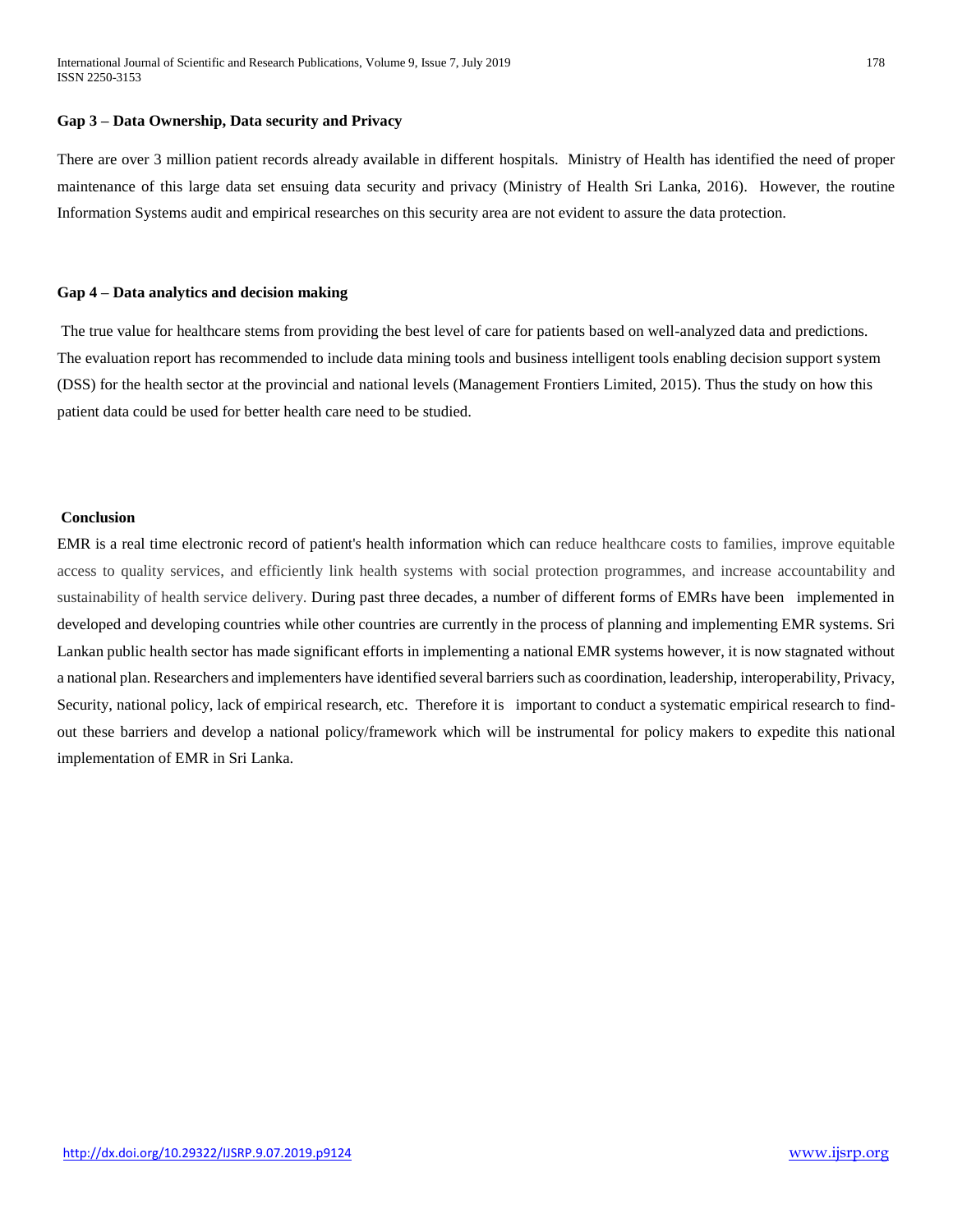### Gap 3 – Data Ownership, Data security and Privacy

There are over 3 million patient records already available in different hospitals. Ministry of Health has identified the need of proper maintenance of this large data set ensuing data security and privacy (Ministry of Health Sri Lanka, 2016). However, the routine Information Systems audit and empirical researches on this security area are not evident to assure the data protection.

### Gap 4 – Data analytics and decision making

The true value for healthcare stems from providing the best level of care for patients based on well-analyzed data and predictions. The evaluation report has recommended to include data mining tools and business intelligent tools enabling decision support system (DSS) for the health sector at the provincial and national levels (Management Frontiers Limited, 2015). Thus the study on how this patient data could be used for better health care need to be studied.

### Conclusion

EMR is a real time electronic record of patient's health information which can reduce healthcare costs to families, improve equitable access to quality services, and efficiently link health systems with social protection programmes, and increase accountability and sustainability of health service delivery. During past three decades, a number of different forms of EMRs have been implemented in developed and developing countries while other countries are currently in the process of planning and implementing EMR systems. Sri Lankan public health sector has made significant efforts in implementing a national EMR systems however, it is now stagnated without a national plan. Researchers and implementers have identified several barriers such as coordination, leadership, interoperability, Privacy, Security, national policy, lack of empirical research, etc. Therefore it is important to conduct a systematic empirical research to find-out these barriers and develop a national policy/framework which will be instrumental for policy makers to expedite this national implementation of EMR in Sri Lanka.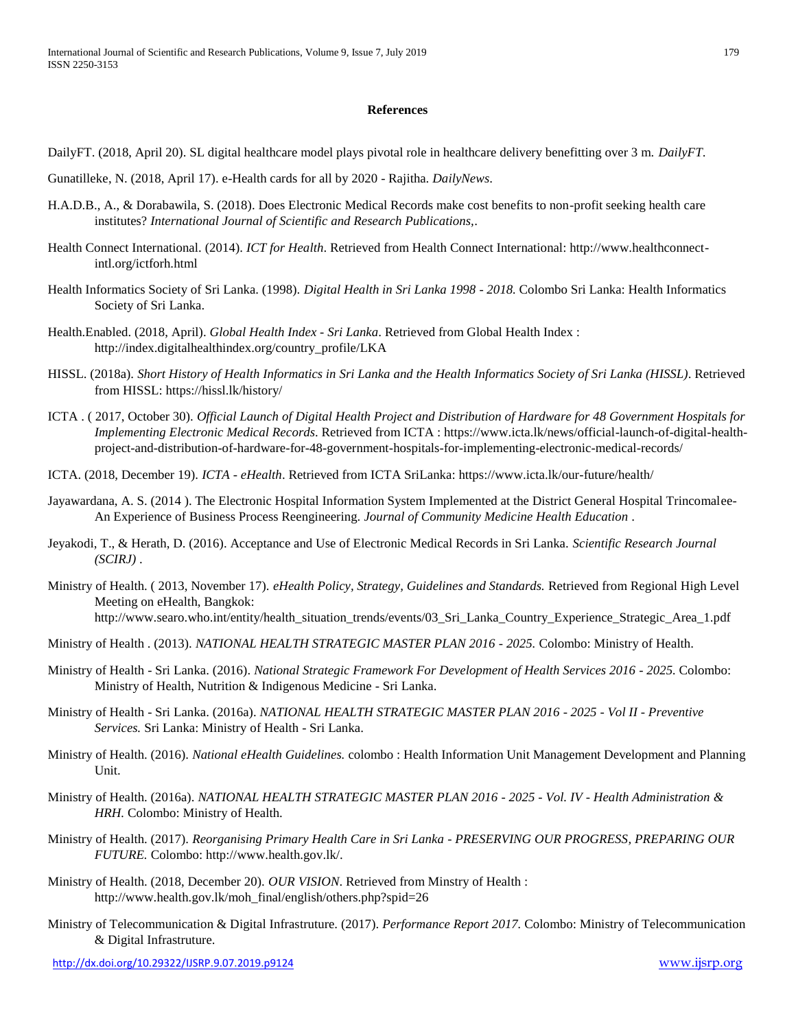**References**

DailyFT. (2018, April 20). SL digital healthcare model plays pivotal role in healthcare delivery benefitting over 3 m. *DailyFT*.

Gunatilleke, N. (2018, April 17). e-Health cards for all by 2020 - Rajitha. *DailyNews*.

H.A.D.B., A., & Dorabawila, S. (2018). Does Electronic Medical Records make cost benefits to non-profit seeking health care institutes? *International Journal of Scientific and Research Publications,*.

Health Connect International. (2014). *ICT for Health*. Retrieved from Health Connect International: http://www.healthconnect-intl.org/ictforh.html

Health Informatics Society of Sri Lanka. (1998). *Digital Health in Sri Lanka 1998 - 2018.* Colombo Sri Lanka: Health Informatics Society of Sri Lanka.

Health.Enabled. (2018, April). *Global Health Index - Sri Lanka*. Retrieved from Global Health Index : http://index.digitalhealthindex.org/country_profile/LKA

HISSL. (2018a). *Short History of Health Informatics in Sri Lanka and the Health Informatics Society of Sri Lanka (HISSL)*. Retrieved from HISSL: https://hissl.lk/history/

ICTA . ( 2017, October 30). *Official Launch of Digital Health Project and Distribution of Hardware for 48 Government Hospitals for Implementing Electronic Medical Records*. Retrieved from ICTA : https://www.icta.lk/news/official-launch-of-digital-health-project-and-distribution-of-hardware-for-48-government-hospitals-for-implementing-electronic-medical-records/

ICTA. (2018, December 19). *ICTA - eHealth*. Retrieved from ICTA SriLanka: https://www.icta.lk/our-future/health/

Jayawardana, A. S. (2014 ). The Electronic Hospital Information System Implemented at the District General Hospital Trincomalee- An Experience of Business Process Reengineering. *Journal of Community Medicine Health Education* .

Jeyakodi, T., & Herath, D. (2016). Acceptance and Use of Electronic Medical Records in Sri Lanka. *Scientific Research Journal (SCIRJ)* .

Ministry of Health. ( 2013, November 17). *eHealth Policy, Strategy, Guidelines and Standards.* Retrieved from Regional High Level Meeting on eHealth, Bangkok: http://www.searo.who.int/entity/health_situation_trends/events/03_Sri_Lanka_Country_Experience_Strategic_Area_1.pdf

Ministry of Health . (2013). *NATIONAL HEALTH STRATEGIC MASTER PLAN 2016 - 2025.* Colombo: Ministry of Health.

Ministry of Health - Sri Lanka. (2016). *National Strategic Framework For Development of Health Services 2016 - 2025.* Colombo: Ministry of Health, Nutrition & Indigenous Medicine - Sri Lanka.

Ministry of Health - Sri Lanka. (2016a). *NATIONAL HEALTH STRATEGIC MASTER PLAN 2016 - 2025 - Vol II - Preventive Services.* Sri Lanka: Ministry of Health - Sri Lanka.

Ministry of Health. (2016). *National eHealth Guidelines.* colombo : Health Information Unit Management Development and Planning Unit.

Ministry of Health. (2016a). *NATIONAL HEALTH STRATEGIC MASTER PLAN 2016 - 2025 - Vol. IV - Health Administration & HRH.* Colombo: Ministry of Health.

Ministry of Health. (2017). *Reorganising Primary Health Care in Sri Lanka - PRESERVING OUR PROGRESS, PREPARING OUR FUTURE.* Colombo: http://www.health.gov.lk/.

Ministry of Health. (2018, December 20). *OUR VISION*. Retrieved from Minstry of Health : http://www.health.gov.lk/moh_final/english/others.php?spid=26

Ministry of Telecommunication & Digital Infrastruture. (2017). *Performance Report 2017.* Colombo: Ministry of Telecommunication & Digital Infrastruture.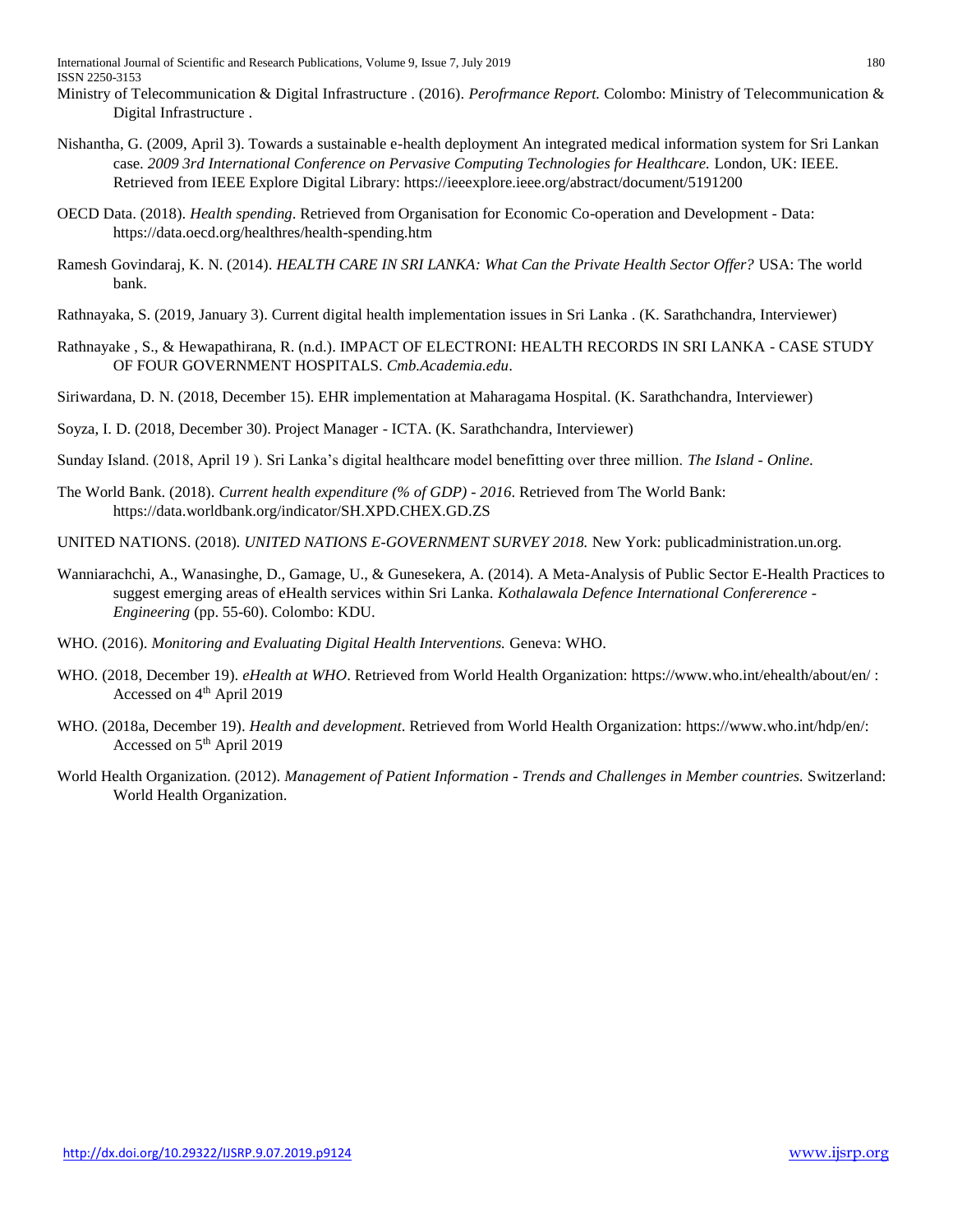Ministry of Telecommunication & Digital Infrastructure . (2016). *Perofrmance Report.* Colombo: Ministry of Telecommunication & Digital Infrastructure .

Nishantha, G. (2009, April 3). Towards a sustainable e-health deployment An integrated medical information system for Sri Lankan case. *2009 3rd International Conference on Pervasive Computing Technologies for Healthcare.* London, UK: IEEE. Retrieved from IEEE Explore Digital Library: https://ieeexplore.ieee.org/abstract/document/5191200

OECD Data. (2018). *Health spending*. Retrieved from Organisation for Economic Co-operation and Development - Data: https://data.oecd.org/healthres/health-spending.htm

Ramesh Govindaraj, K. N. (2014). *HEALTH CARE IN SRI LANKA: What Can the Private Health Sector Offer?* USA: The world bank.

Rathnayaka, S. (2019, January 3). Current digital health implementation issues in Sri Lanka . (K. Sarathchandra, Interviewer)

Rathnayake , S., & Hewapathirana, R. (n.d.). IMPACT OF ELECTRONI: HEALTH RECORDS IN SRI LANKA - CASE STUDY OF FOUR GOVERNMENT HOSPITALS. *Cmb.Academia.edu*.

Siriwardana, D. N. (2018, December 15). EHR implementation at Maharagama Hospital. (K. Sarathchandra, Interviewer)

Soyza, I. D. (2018, December 30). Project Manager - ICTA. (K. Sarathchandra, Interviewer)

Sunday Island. (2018, April 19 ). Sri Lanka's digital healthcare model benefitting over three million. *The Island - Online.*

The World Bank. (2018). *Current health expenditure (% of GDP) - 2016*. Retrieved from The World Bank: https://data.worldbank.org/indicator/SH.XPD.CHEX.GD.ZS

UNITED NATIONS. (2018). *UNITED NATIONS E-GOVERNMENT SURVEY 2018.* New York: publicadministration.un.org.

Wanniarachchi, A., Wanasinghe, D., Gamage, U., & Gunesekera, A. (2014). A Meta-Analysis of Public Sector E-Health Practices to suggest emerging areas of eHealth services within Sri Lanka. *Kothalawala Defence International Confererence - Engineering* (pp. 55-60). Colombo: KDU.

WHO. (2016). *Monitoring and Evaluating Digital Health Interventions.* Geneva: WHO.

WHO. (2018, December 19). *eHealth at WHO*. Retrieved from World Health Organization: https://www.who.int/ehealth/about/en/ : Accessed on 4th April 2019

WHO. (2018a, December 19). *Health and development*. Retrieved from World Health Organization: https://www.who.int/hdp/en/: Accessed on 5th April 2019

World Health Organization. (2012). *Management of Patient Information - Trends and Challenges in Member countries.* Switzerland: World Health Organization.